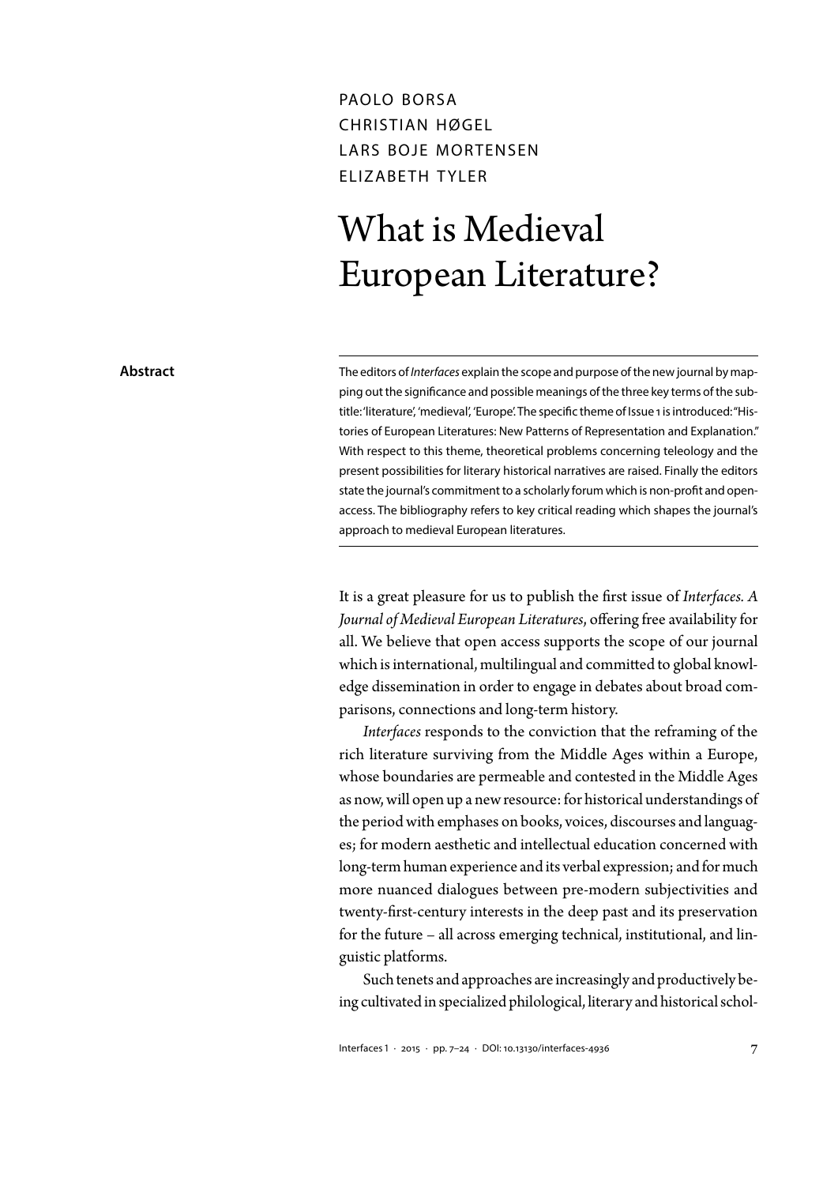PAOLO BORSA
CHRISTIAN HØGEL
LARS BOJE MORTENSEN
ELIZABETH TYLER

# What is Medieval European Literature?

**Abstract**

The editors of *Interfaces* explain the scope and purpose of the new journal by mapping out the significance and possible meanings of the three key terms of the subtitle: 'literature', 'medieval', 'Europe'. The specific theme of Issue 1 is introduced: "Histories of European Literatures: New Patterns of Representation and Explanation." With respect to this theme, theoretical problems concerning teleology and the present possibilities for literary historical narratives are raised. Finally the editors state the journal's commitment to a scholarly forum which is non-profit and open-access. The bibliography refers to key critical reading which shapes the journal's approach to medieval European literatures.

It is a great pleasure for us to publish the first issue of *Interfaces. A Journal of Medieval European Literatures*, offering free availability for all. We believe that open access supports the scope of our journal which is international, multilingual and committed to global knowledge dissemination in order to engage in debates about broad comparisons, connections and long-term history.

*Interfaces* responds to the conviction that the reframing of the rich literature surviving from the Middle Ages within a Europe, whose boundaries are permeable and contested in the Middle Ages as now, will open up a new resource: for historical understandings of the period with emphases on books, voices, discourses and languages; for modern aesthetic and intellectual education concerned with long-term human experience and its verbal expression; and for much more nuanced dialogues between pre-modern subjectivities and twenty-first-century interests in the deep past and its preservation for the future – all across emerging technical, institutional, and linguistic platforms.

Such tenets and approaches are increasingly and productively being cultivated in specialized philological, literary and historical schol-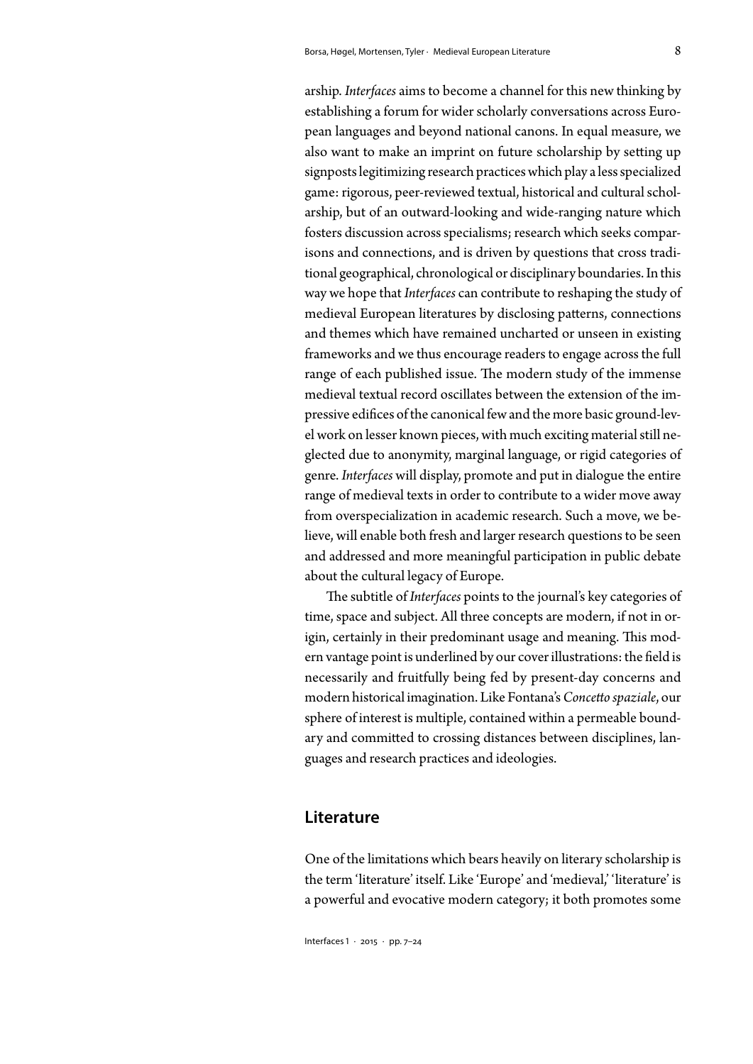arship. *Interfaces* aims to become a channel for this new thinking by establishing a forum for wider scholarly conversations across European languages and beyond national canons. In equal measure, we also want to make an imprint on future scholarship by setting up signposts legitimizing research practices which play a less specialized game: rigorous, peer-reviewed textual, historical and cultural scholarship, but of an outward-looking and wide-ranging nature which fosters discussion across specialisms; research which seeks comparisons and connections, and is driven by questions that cross traditional geographical, chronological or disciplinary boundaries. In this way we hope that *Interfaces* can contribute to reshaping the study of medieval European literatures by disclosing patterns, connections and themes which have remained uncharted or unseen in existing frameworks and we thus encourage readers to engage across the full range of each published issue. The modern study of the immense medieval textual record oscillates between the extension of the impressive edifices of the canonical few and the more basic ground-level work on lesser known pieces, with much exciting material still neglected due to anonymity, marginal language, or rigid categories of genre. *Interfaces* will display, promote and put in dialogue the entire range of medieval texts in order to contribute to a wider move away from overspecialization in academic research. Such a move, we believe, will enable both fresh and larger research questions to be seen and addressed and more meaningful participation in public debate about the cultural legacy of Europe.

The subtitle of *Interfaces* points to the journal's key categories of time, space and subject. All three concepts are modern, if not in origin, certainly in their predominant usage and meaning. This modern vantage point is underlined by our cover illustrations: the field is necessarily and fruitfully being fed by present-day concerns and modern historical imagination. Like Fontana's *Concetto spaziale*, our sphere of interest is multiple, contained within a permeable boundary and committed to crossing distances between disciplines, languages and research practices and ideologies.

## Literature

One of the limitations which bears heavily on literary scholarship is the term 'literature' itself. Like 'Europe' and 'medieval,' 'literature' is a powerful and evocative modern category; it both promotes some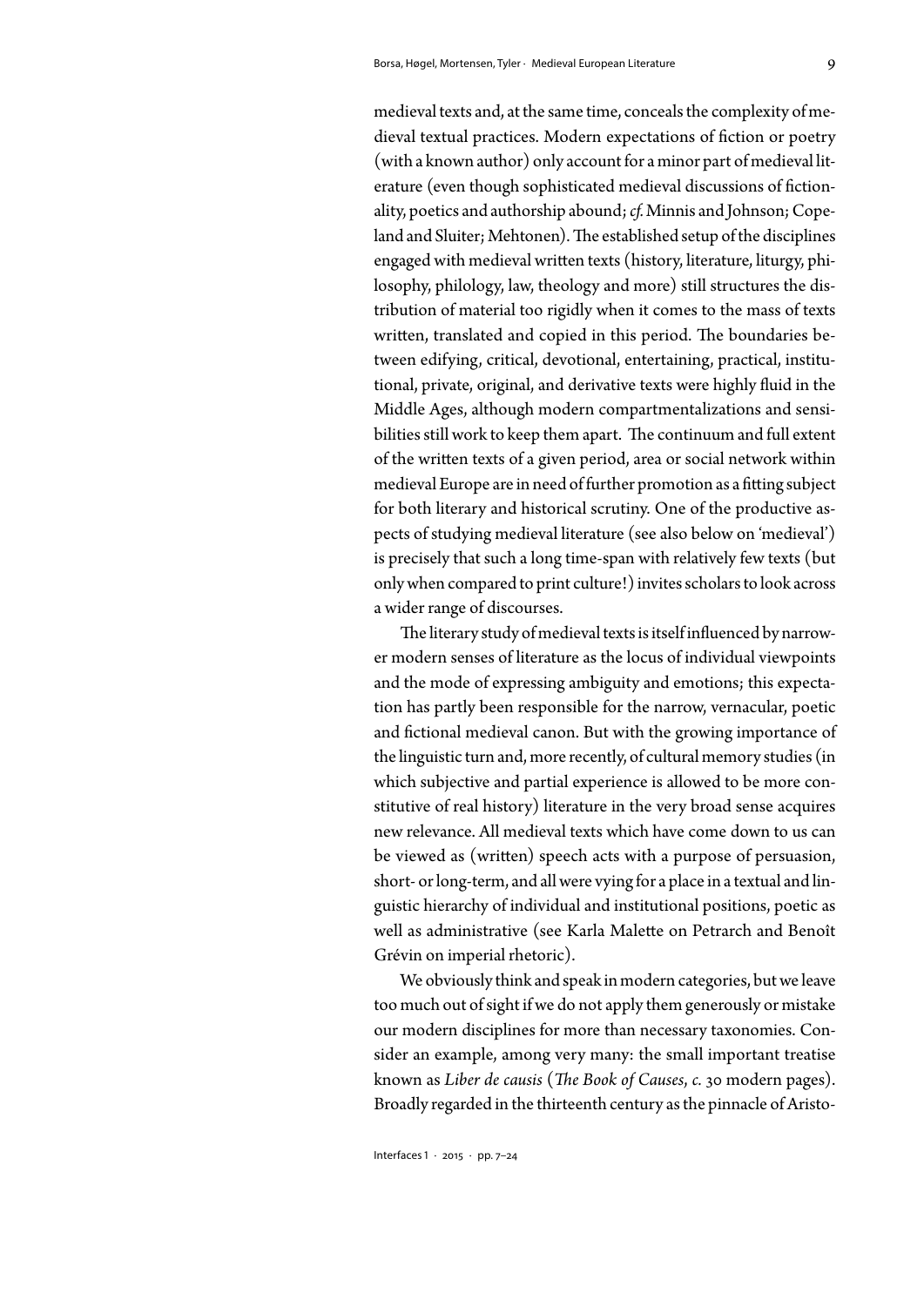medieval texts and, at the same time, conceals the complexity of medieval textual practices. Modern expectations of fiction or poetry (with a known author) only account for a minor part of medieval literature (even though sophisticated medieval discussions of fictionality, poetics and authorship abound; *cf.* Minnis and Johnson; Copeland and Sluiter; Mehtonen). The established setup of the disciplines engaged with medieval written texts (history, literature, liturgy, philosophy, philology, law, theology and more) still structures the distribution of material too rigidly when it comes to the mass of texts written, translated and copied in this period. The boundaries between edifying, critical, devotional, entertaining, practical, institutional, private, original, and derivative texts were highly fluid in the Middle Ages, although modern compartmentalizations and sensibilities still work to keep them apart. The continuum and full extent of the written texts of a given period, area or social network within medieval Europe are in need of further promotion as a fitting subject for both literary and historical scrutiny. One of the productive aspects of studying medieval literature (see also below on 'medieval') is precisely that such a long time-span with relatively few texts (but only when compared to print culture!) invites scholars to look across a wider range of discourses.

The literary study of medieval texts is itself influenced by narrower modern senses of literature as the locus of individual viewpoints and the mode of expressing ambiguity and emotions; this expectation has partly been responsible for the narrow, vernacular, poetic and fictional medieval canon. But with the growing importance of the linguistic turn and, more recently, of cultural memory studies (in which subjective and partial experience is allowed to be more constitutive of real history) literature in the very broad sense acquires new relevance. All medieval texts which have come down to us can be viewed as (written) speech acts with a purpose of persuasion, short- or long-term, and all were vying for a place in a textual and linguistic hierarchy of individual and institutional positions, poetic as well as administrative (see Karla Malette on Petrarch and Benoît Grévin on imperial rhetoric).

We obviously think and speak in modern categories, but we leave too much out of sight if we do not apply them generously or mistake our modern disciplines for more than necessary taxonomies. Consider an example, among very many: the small important treatise known as *Liber de causis* (*The Book of Causes*, *c.* 30 modern pages). Broadly regarded in the thirteenth century as the pinnacle of Aristo-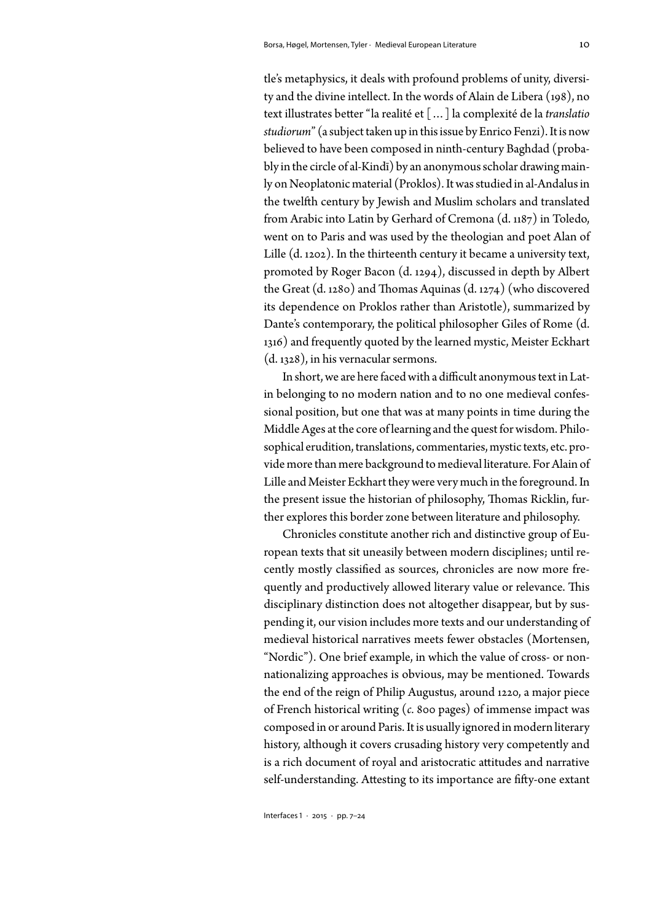tle's metaphysics, it deals with profound problems of unity, diversity and the divine intellect. In the words of Alain de Libera (198), no text illustrates better "la realité et [ … ] la complexité de la *translatio studiorum*" (a subject taken up in this issue by Enrico Fenzi). It is now believed to have been composed in ninth-century Baghdad (probably in the circle of al-Kindī) by an anonymous scholar drawing mainly on Neoplatonic material (Proklos). It was studied in al-Andalus in the twelfth century by Jewish and Muslim scholars and translated from Arabic into Latin by Gerhard of Cremona (d. 1187) in Toledo, went on to Paris and was used by the theologian and poet Alan of Lille (d. 1202). In the thirteenth century it became a university text, promoted by Roger Bacon (d. 1294), discussed in depth by Albert the Great (d. 1280) and Thomas Aquinas (d. 1274) (who discovered its dependence on Proklos rather than Aristotle), summarized by Dante's contemporary, the political philosopher Giles of Rome (d. 1316) and frequently quoted by the learned mystic, Meister Eckhart (d. 1328), in his vernacular sermons.

In short, we are here faced with a difficult anonymous text in Latin belonging to no modern nation and to no one medieval confessional position, but one that was at many points in time during the Middle Ages at the core of learning and the quest for wisdom. Philosophical erudition, translations, commentaries, mystic texts, etc. provide more than mere background to medieval literature. For Alain of Lille and Meister Eckhart they were very much in the foreground. In the present issue the historian of philosophy, Thomas Ricklin, further explores this border zone between literature and philosophy.

Chronicles constitute another rich and distinctive group of European texts that sit uneasily between modern disciplines; until recently mostly classified as sources, chronicles are now more frequently and productively allowed literary value or relevance. This disciplinary distinction does not altogether disappear, but by suspending it, our vision includes more texts and our understanding of medieval historical narratives meets fewer obstacles (Mortensen, "Nordic"). One brief example, in which the value of cross- or non-nationalizing approaches is obvious, may be mentioned. Towards the end of the reign of Philip Augustus, around 1220, a major piece of French historical writing (*c.* 800 pages) of immense impact was composed in or around Paris. It is usually ignored in modern literary history, although it covers crusading history very competently and is a rich document of royal and aristocratic attitudes and narrative self-understanding. Attesting to its importance are fifty-one extant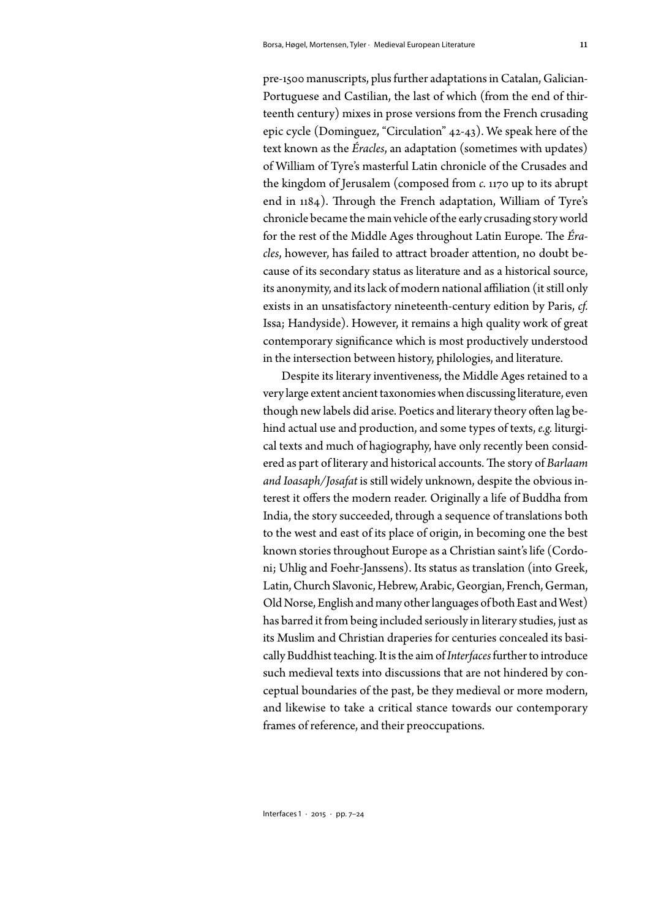pre-1500 manuscripts, plus further adaptations in Catalan, Galician-Portuguese and Castilian, the last of which (from the end of thirteenth century) mixes in prose versions from the French crusading epic cycle (Dominguez, "Circulation" 42-43). We speak here of the text known as the *Éracles*, an adaptation (sometimes with updates) of William of Tyre's masterful Latin chronicle of the Crusades and the kingdom of Jerusalem (composed from *c.* 1170 up to its abrupt end in 1184). Through the French adaptation, William of Tyre's chronicle became the main vehicle of the early crusading story world for the rest of the Middle Ages throughout Latin Europe. The *Éracles*, however, has failed to attract broader attention, no doubt because of its secondary status as literature and as a historical source, its anonymity, and its lack of modern national affiliation (it still only exists in an unsatisfactory nineteenth-century edition by Paris, *cf.* Issa; Handyside). However, it remains a high quality work of great contemporary significance which is most productively understood in the intersection between history, philologies, and literature.

Despite its literary inventiveness, the Middle Ages retained to a very large extent ancient taxonomies when discussing literature, even though new labels did arise. Poetics and literary theory often lag behind actual use and production, and some types of texts, *e.g.* liturgical texts and much of hagiography, have only recently been considered as part of literary and historical accounts. The story of *Barlaam and Ioasaph/Josafat* is still widely unknown, despite the obvious interest it offers the modern reader. Originally a life of Buddha from India, the story succeeded, through a sequence of translations both to the west and east of its place of origin, in becoming one the best known stories throughout Europe as a Christian saint's life (Cordoni; Uhlig and Foehr-Janssens). Its status as translation (into Greek, Latin, Church Slavonic, Hebrew, Arabic, Georgian, French, German, Old Norse, English and many other languages of both East and West) has barred it from being included seriously in literary studies, just as its Muslim and Christian draperies for centuries concealed its basically Buddhist teaching. It is the aim of *Interfaces* further to introduce such medieval texts into discussions that are not hindered by conceptual boundaries of the past, be they medieval or more modern, and likewise to take a critical stance towards our contemporary frames of reference, and their preoccupations.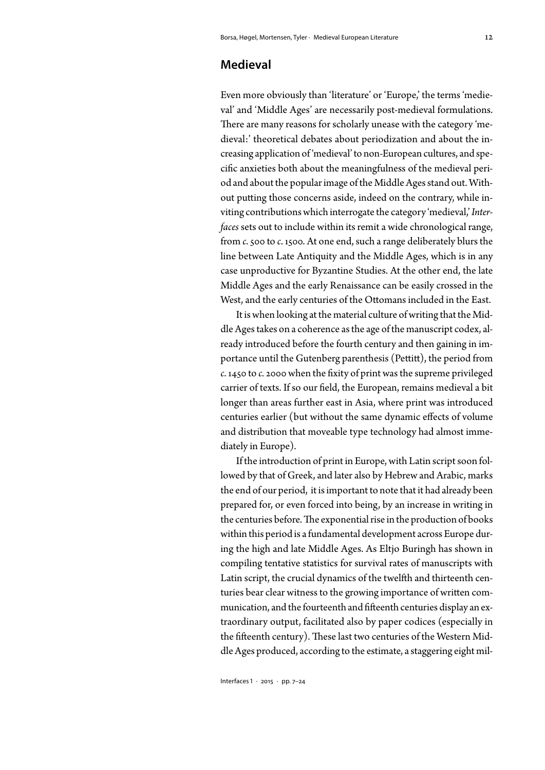## Medieval

Even more obviously than 'literature' or 'Europe,' the terms 'medieval' and 'Middle Ages' are necessarily post-medieval formulations. There are many reasons for scholarly unease with the category 'medieval:' theoretical debates about periodization and about the increasing application of 'medieval' to non-European cultures, and specific anxieties both about the meaningfulness of the medieval period and about the popular image of the Middle Ages stand out. Without putting those concerns aside, indeed on the contrary, while inviting contributions which interrogate the category 'medieval,' *Interfaces* sets out to include within its remit a wide chronological range, from *c.* 500 to *c.* 1500. At one end, such a range deliberately blurs the line between Late Antiquity and the Middle Ages, which is in any case unproductive for Byzantine Studies. At the other end, the late Middle Ages and the early Renaissance can be easily crossed in the West, and the early centuries of the Ottomans included in the East.

It is when looking at the material culture of writing that the Middle Ages takes on a coherence as the age of the manuscript codex, already introduced before the fourth century and then gaining in importance until the Gutenberg parenthesis (Pettitt), the period from *c.* 1450 to *c.* 2000 when the fixity of print was the supreme privileged carrier of texts. If so our field, the European, remains medieval a bit longer than areas further east in Asia, where print was introduced centuries earlier (but without the same dynamic effects of volume and distribution that moveable type technology had almost immediately in Europe).

If the introduction of print in Europe, with Latin script soon followed by that of Greek, and later also by Hebrew and Arabic, marks the end of our period, it is important to note that it had already been prepared for, or even forced into being, by an increase in writing in the centuries before. The exponential rise in the production of books within this period is a fundamental development across Europe during the high and late Middle Ages. As Eltjo Buringh has shown in compiling tentative statistics for survival rates of manuscripts with Latin script, the crucial dynamics of the twelfth and thirteenth centuries bear clear witness to the growing importance of written communication, and the fourteenth and fifteenth centuries display an extraordinary output, facilitated also by paper codices (especially in the fifteenth century). These last two centuries of the Western Middle Ages produced, according to the estimate, a staggering eight mil-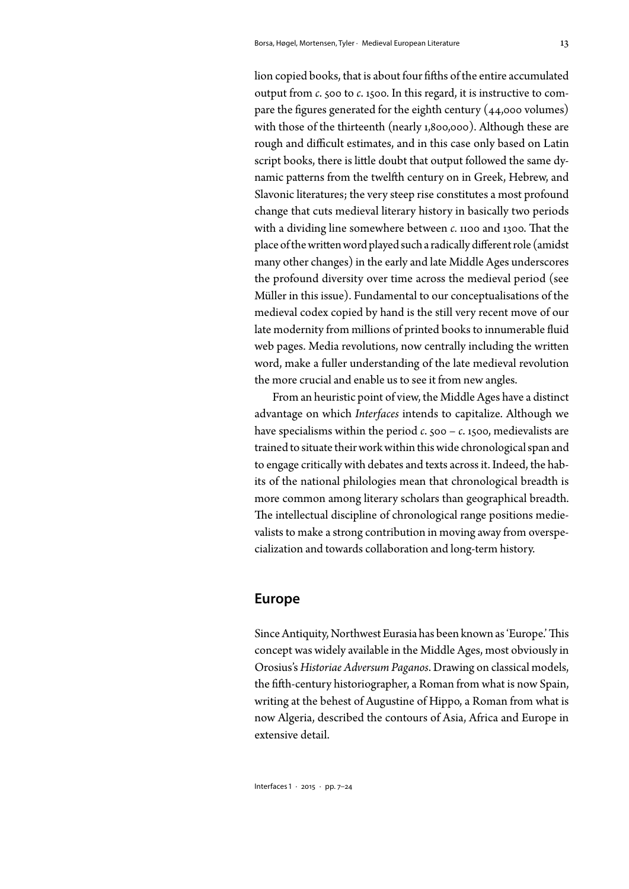lion copied books, that is about four fifths of the entire accumulated output from *c*. 500 to *c*. 1500. In this regard, it is instructive to compare the figures generated for the eighth century (44,000 volumes) with those of the thirteenth (nearly 1,800,000). Although these are rough and difficult estimates, and in this case only based on Latin script books, there is little doubt that output followed the same dynamic patterns from the twelfth century on in Greek, Hebrew, and Slavonic literatures; the very steep rise constitutes a most profound change that cuts medieval literary history in basically two periods with a dividing line somewhere between *c.* 1100 and 1300. That the place of the written word played such a radically different role (amidst many other changes) in the early and late Middle Ages underscores the profound diversity over time across the medieval period (see Müller in this issue). Fundamental to our conceptualisations of the medieval codex copied by hand is the still very recent move of our late modernity from millions of printed books to innumerable fluid web pages. Media revolutions, now centrally including the written word, make a fuller understanding of the late medieval revolution the more crucial and enable us to see it from new angles.

From an heuristic point of view, the Middle Ages have a distinct advantage on which *Interfaces* intends to capitalize. Although we have specialisms within the period *c.* 500 – *c.* 1500, medievalists are trained to situate their work within this wide chronological span and to engage critically with debates and texts across it. Indeed, the habits of the national philologies mean that chronological breadth is more common among literary scholars than geographical breadth. The intellectual discipline of chronological range positions medievalists to make a strong contribution in moving away from overspecialization and towards collaboration and long-term history.

## Europe

Since Antiquity, Northwest Eurasia has been known as 'Europe.' This concept was widely available in the Middle Ages, most obviously in Orosius's *Historiae Adversum Paganos*. Drawing on classical models, the fifth-century historiographer, a Roman from what is now Spain, writing at the behest of Augustine of Hippo, a Roman from what is now Algeria, described the contours of Asia, Africa and Europe in extensive detail.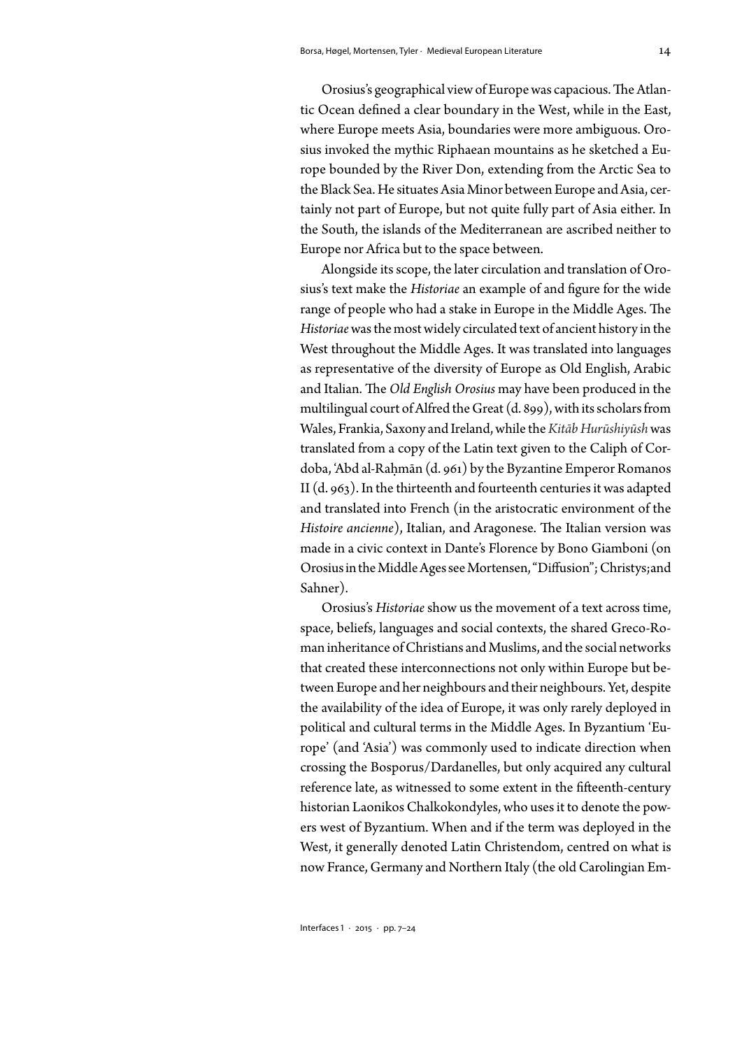Orosius's geographical view of Europe was capacious. The Atlantic Ocean defined a clear boundary in the West, while in the East, where Europe meets Asia, boundaries were more ambiguous. Orosius invoked the mythic Riphaean mountains as he sketched a Europe bounded by the River Don, extending from the Arctic Sea to the Black Sea. He situates Asia Minor between Europe and Asia, certainly not part of Europe, but not quite fully part of Asia either. In the South, the islands of the Mediterranean are ascribed neither to Europe nor Africa but to the space between.

Alongside its scope, the later circulation and translation of Orosius's text make the *Historiae* an example of and figure for the wide range of people who had a stake in Europe in the Middle Ages. The *Historiae* was the most widely circulated text of ancient history in the West throughout the Middle Ages. It was translated into languages as representative of the diversity of Europe as Old English, Arabic and Italian. The *Old English Orosius* may have been produced in the multilingual court of Alfred the Great (d. 899), with its scholars from Wales, Frankia, Saxony and Ireland, while the *Kitāb Hurūshiyūsh* was translated from a copy of the Latin text given to the Caliph of Cordoba, 'Abd al-Raḥmān (d. 961) by the Byzantine Emperor Romanos II (d. 963). In the thirteenth and fourteenth centuries it was adapted and translated into French (in the aristocratic environment of the *Histoire ancienne*), Italian, and Aragonese. The Italian version was made in a civic context in Dante's Florence by Bono Giamboni (on Orosius in the Middle Ages see Mortensen, "Diffusion"; Christys; and Sahner).

Orosius's *Historiae* show us the movement of a text across time, space, beliefs, languages and social contexts, the shared Greco-Roman inheritance of Christians and Muslims, and the social networks that created these interconnections not only within Europe but between Europe and her neighbours and their neighbours. Yet, despite the availability of the idea of Europe, it was only rarely deployed in political and cultural terms in the Middle Ages. In Byzantium 'Europe' (and 'Asia') was commonly used to indicate direction when crossing the Bosporus/Dardanelles, but only acquired any cultural reference late, as witnessed to some extent in the fifteenth-century historian Laonikos Chalkokondyles, who uses it to denote the powers west of Byzantium. When and if the term was deployed in the West, it generally denoted Latin Christendom, centred on what is now France, Germany and Northern Italy (the old Carolingian Em-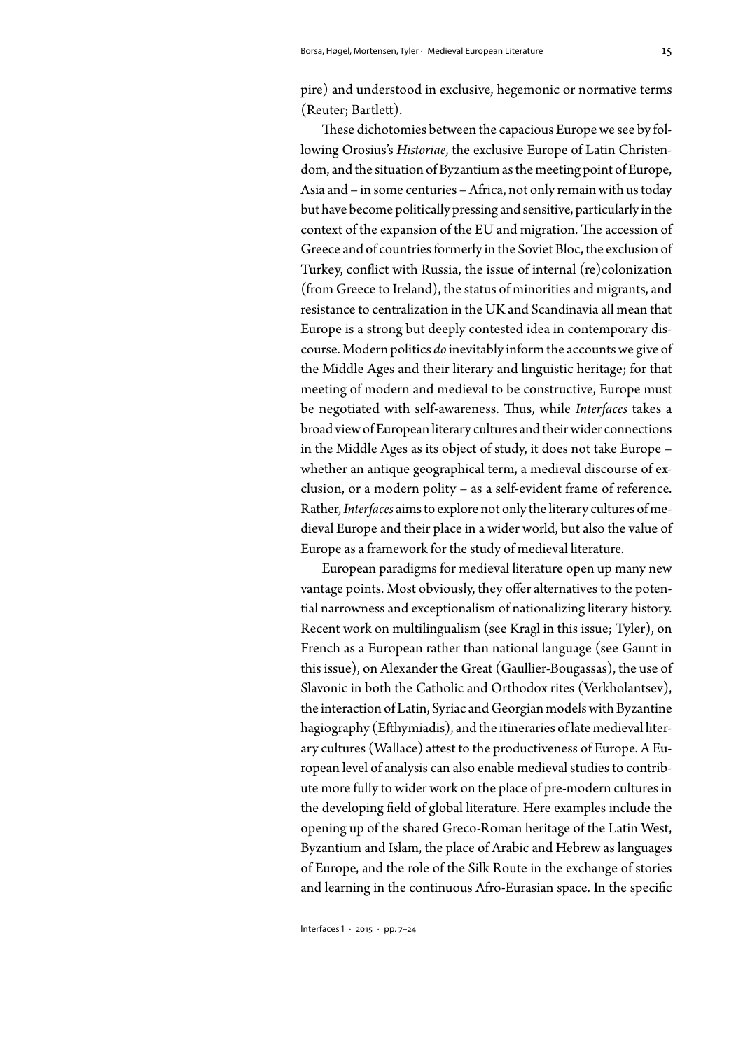pire) and understood in exclusive, hegemonic or normative terms (Reuter; Bartlett).

These dichotomies between the capacious Europe we see by following Orosius's *Historiae*, the exclusive Europe of Latin Christendom, and the situation of Byzantium as the meeting point of Europe, Asia and – in some centuries – Africa, not only remain with us today but have become politically pressing and sensitive, particularly in the context of the expansion of the EU and migration. The accession of Greece and of countries formerly in the Soviet Bloc, the exclusion of Turkey, conflict with Russia, the issue of internal (re)colonization (from Greece to Ireland), the status of minorities and migrants, and resistance to centralization in the UK and Scandinavia all mean that Europe is a strong but deeply contested idea in contemporary discourse. Modern politics *do* inevitably inform the accounts we give of the Middle Ages and their literary and linguistic heritage; for that meeting of modern and medieval to be constructive, Europe must be negotiated with self-awareness. Thus, while *Interfaces* takes a broad view of European literary cultures and their wider connections in the Middle Ages as its object of study, it does not take Europe – whether an antique geographical term, a medieval discourse of exclusion, or a modern polity – as a self-evident frame of reference. Rather, *Interfaces* aims to explore not only the literary cultures of medieval Europe and their place in a wider world, but also the value of Europe as a framework for the study of medieval literature.

European paradigms for medieval literature open up many new vantage points. Most obviously, they offer alternatives to the potential narrowness and exceptionalism of nationalizing literary history. Recent work on multilingualism (see Kragl in this issue; Tyler), on French as a European rather than national language (see Gaunt in this issue), on Alexander the Great (Gaullier-Bougassas), the use of Slavonic in both the Catholic and Orthodox rites (Verkholantsev), the interaction of Latin, Syriac and Georgian models with Byzantine hagiography (Efthymiadis), and the itineraries of late medieval literary cultures (Wallace) attest to the productiveness of Europe. A European level of analysis can also enable medieval studies to contribute more fully to wider work on the place of pre-modern cultures in the developing field of global literature. Here examples include the opening up of the shared Greco-Roman heritage of the Latin West, Byzantium and Islam, the place of Arabic and Hebrew as languages of Europe, and the role of the Silk Route in the exchange of stories and learning in the continuous Afro-Eurasian space. In the specific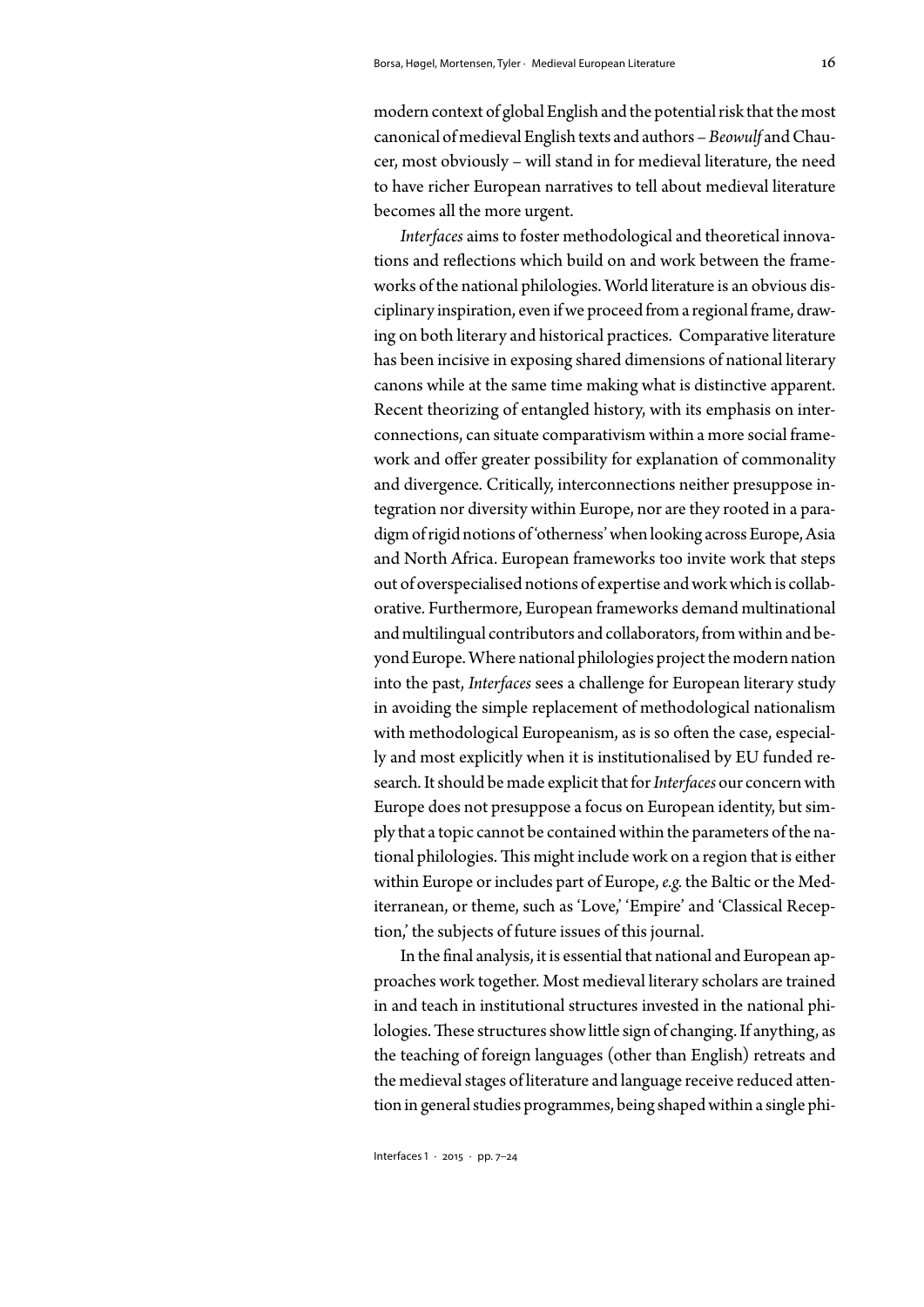modern context of global English and the potential risk that the most canonical of medieval English texts and authors – *Beowulf* and Chaucer, most obviously – will stand in for medieval literature, the need to have richer European narratives to tell about medieval literature becomes all the more urgent.

*Interfaces* aims to foster methodological and theoretical innovations and reflections which build on and work between the frameworks of the national philologies. World literature is an obvious disciplinary inspiration, even if we proceed from a regional frame, drawing on both literary and historical practices. Comparative literature has been incisive in exposing shared dimensions of national literary canons while at the same time making what is distinctive apparent. Recent theorizing of entangled history, with its emphasis on interconnections, can situate comparativism within a more social framework and offer greater possibility for explanation of commonality and divergence. Critically, interconnections neither presuppose integration nor diversity within Europe, nor are they rooted in a paradigm of rigid notions of 'otherness' when looking across Europe, Asia and North Africa. European frameworks too invite work that steps out of overspecialised notions of expertise and work which is collaborative. Furthermore, European frameworks demand multinational and multilingual contributors and collaborators, from within and beyond Europe. Where national philologies project the modern nation into the past, *Interfaces* sees a challenge for European literary study in avoiding the simple replacement of methodological nationalism with methodological Europeanism, as is so often the case, especially and most explicitly when it is institutionalised by EU funded research. It should be made explicit that for *Interfaces* our concern with Europe does not presuppose a focus on European identity, but simply that a topic cannot be contained within the parameters of the national philologies. This might include work on a region that is either within Europe or includes part of Europe, *e.g.* the Baltic or the Mediterranean, or theme, such as 'Love,' 'Empire' and 'Classical Reception,' the subjects of future issues of this journal.

In the final analysis, it is essential that national and European approaches work together. Most medieval literary scholars are trained in and teach in institutional structures invested in the national philologies. These structures show little sign of changing. If anything, as the teaching of foreign languages (other than English) retreats and the medieval stages of literature and language receive reduced attention in general studies programmes, being shaped within a single phi-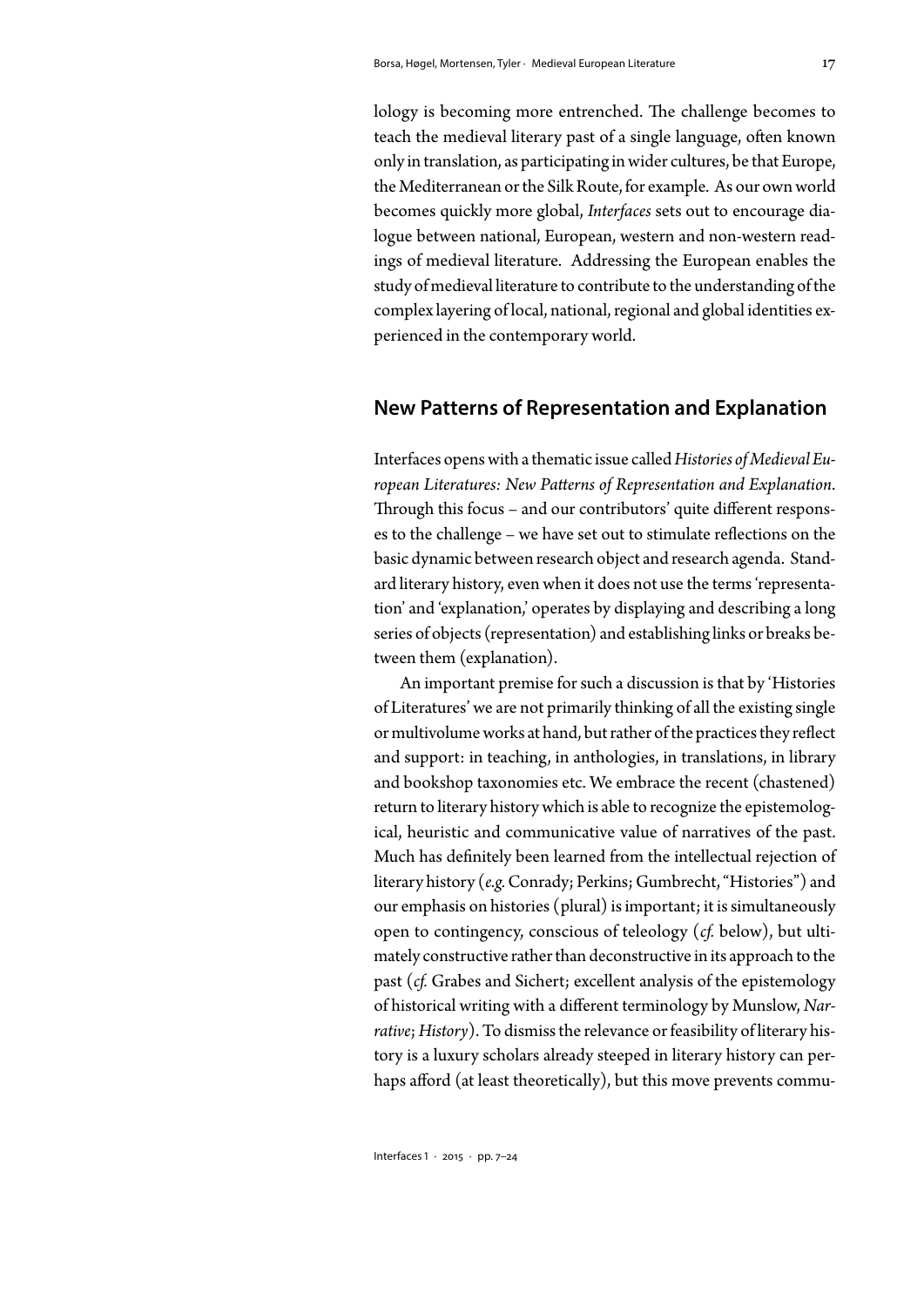lology is becoming more entrenched. The challenge becomes to teach the medieval literary past of a single language, often known only in translation, as participating in wider cultures, be that Europe, the Mediterranean or the Silk Route, for example. As our own world becomes quickly more global, *Interfaces* sets out to encourage dialogue between national, European, western and non-western readings of medieval literature. Addressing the European enables the study of medieval literature to contribute to the understanding of the complex layering of local, national, regional and global identities experienced in the contemporary world.

## New Patterns of Representation and Explanation

Interfaces opens with a thematic issue called *Histories of Medieval European Literatures: New Patterns of Representation and Explanation*. Through this focus – and our contributors' quite different responses to the challenge – we have set out to stimulate reflections on the basic dynamic between research object and research agenda. Standard literary history, even when it does not use the terms 'representation' and 'explanation,' operates by displaying and describing a long series of objects (representation) and establishing links or breaks between them (explanation).

An important premise for such a discussion is that by 'Histories of Literatures' we are not primarily thinking of all the existing single or multivolume works at hand, but rather of the practices they reflect and support: in teaching, in anthologies, in translations, in library and bookshop taxonomies etc. We embrace the recent (chastened) return to literary history which is able to recognize the epistemological, heuristic and communicative value of narratives of the past. Much has definitely been learned from the intellectual rejection of literary history (*e.g.* Conrady; Perkins; Gumbrecht, "Histories") and our emphasis on histories (plural) is important; it is simultaneously open to contingency, conscious of teleology (*cf.* below), but ultimately constructive rather than deconstructive in its approach to the past (*cf.* Grabes and Sichert; excellent analysis of the epistemology of historical writing with a different terminology by Munslow, *Narrative*; *History*). To dismiss the relevance or feasibility of literary history is a luxury scholars already steeped in literary history can perhaps afford (at least theoretically), but this move prevents commu-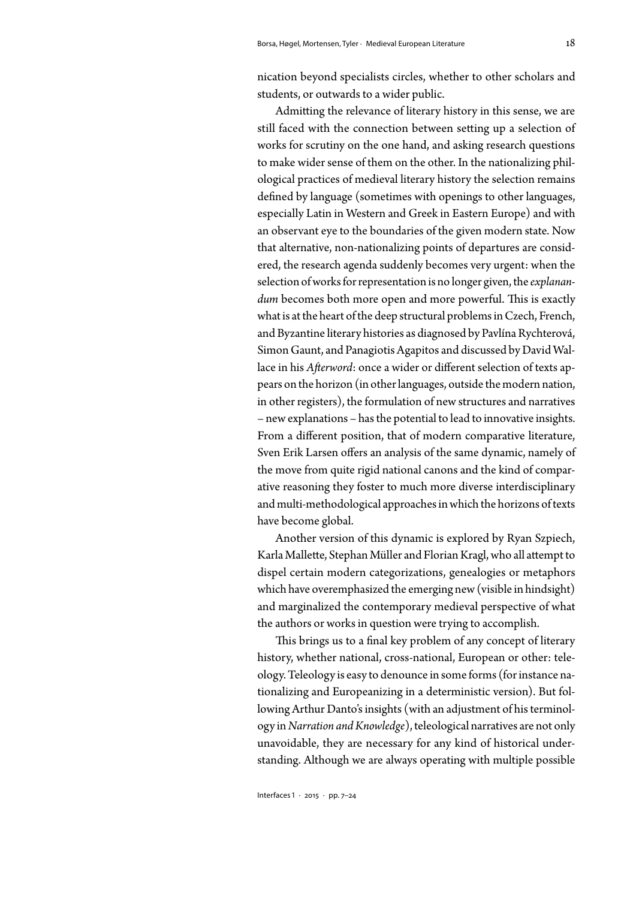nication beyond specialists circles, whether to other scholars and students, or outwards to a wider public.

Admitting the relevance of literary history in this sense, we are still faced with the connection between setting up a selection of works for scrutiny on the one hand, and asking research questions to make wider sense of them on the other. In the nationalizing philological practices of medieval literary history the selection remains defined by language (sometimes with openings to other languages, especially Latin in Western and Greek in Eastern Europe) and with an observant eye to the boundaries of the given modern state. Now that alternative, non-nationalizing points of departures are considered, the research agenda suddenly becomes very urgent: when the selection of works for representation is no longer given, the *explanandum* becomes both more open and more powerful. This is exactly what is at the heart of the deep structural problems in Czech, French, and Byzantine literary histories as diagnosed by Pavlína Rychterová, Simon Gaunt, and Panagiotis Agapitos and discussed by David Wallace in his *Afterword*: once a wider or different selection of texts appears on the horizon (in other languages, outside the modern nation, in other registers), the formulation of new structures and narratives – new explanations – has the potential to lead to innovative insights. From a different position, that of modern comparative literature, Sven Erik Larsen offers an analysis of the same dynamic, namely of the move from quite rigid national canons and the kind of comparative reasoning they foster to much more diverse interdisciplinary and multi-methodological approaches in which the horizons of texts have become global.

Another version of this dynamic is explored by Ryan Szpiech, Karla Mallette, Stephan Müller and Florian Kragl, who all attempt to dispel certain modern categorizations, genealogies or metaphors which have overemphasized the emerging new (visible in hindsight) and marginalized the contemporary medieval perspective of what the authors or works in question were trying to accomplish.

This brings us to a final key problem of any concept of literary history, whether national, cross-national, European or other: teleology. Teleology is easy to denounce in some forms (for instance nationalizing and Europeanizing in a deterministic version). But following Arthur Danto's insights (with an adjustment of his terminology in *Narration and Knowledge*), teleological narratives are not only unavoidable, they are necessary for any kind of historical understanding. Although we are always operating with multiple possible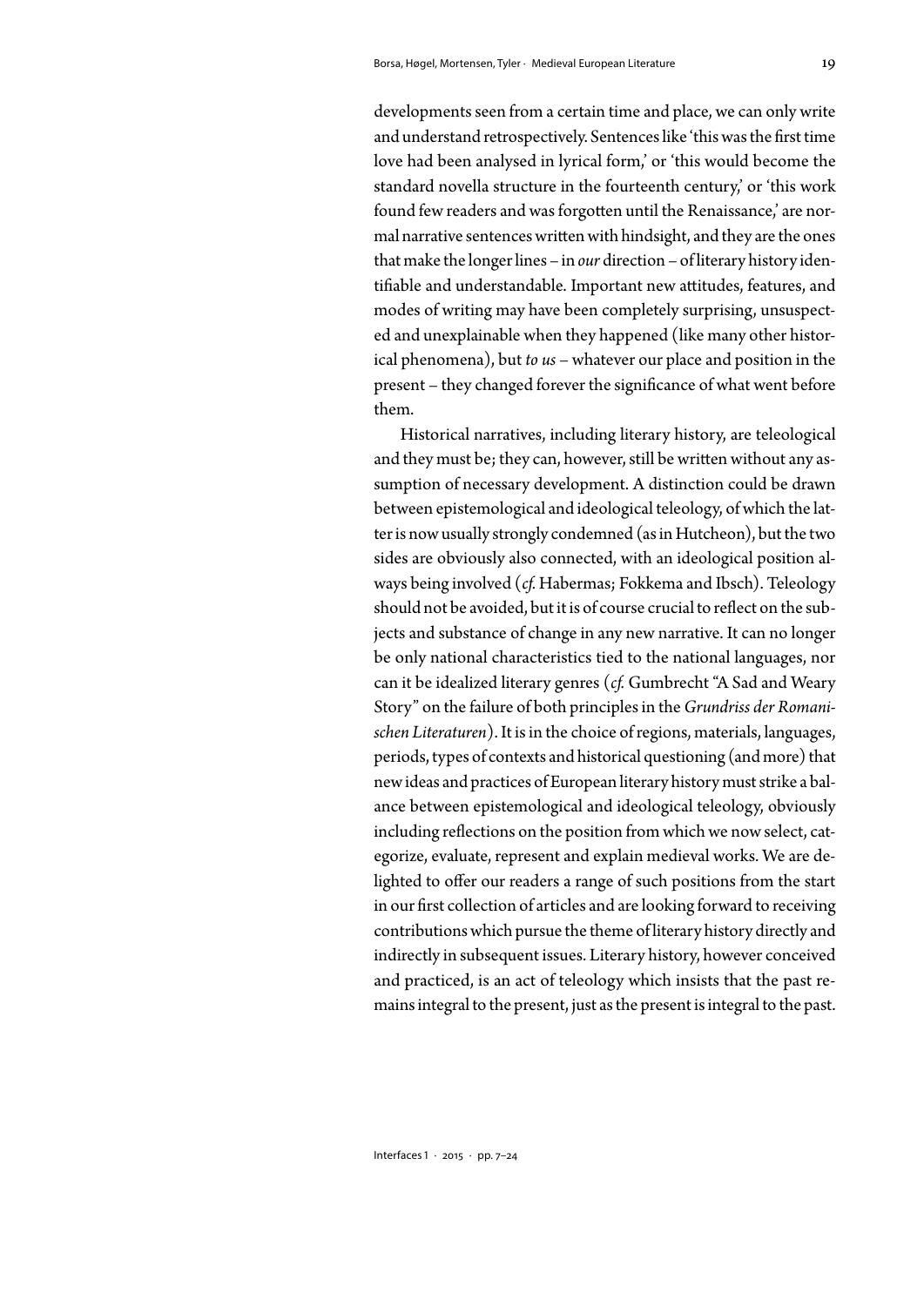developments seen from a certain time and place, we can only write and understand retrospectively. Sentences like 'this was the first time love had been analysed in lyrical form,' or 'this would become the standard novella structure in the fourteenth century,' or 'this work found few readers and was forgotten until the Renaissance,' are normal narrative sentences written with hindsight, and they are the ones that make the longer lines – in *our* direction – of literary history identifiable and understandable. Important new attitudes, features, and modes of writing may have been completely surprising, unsuspected and unexplainable when they happened (like many other historical phenomena), but *to us* – whatever our place and position in the present – they changed forever the significance of what went before them.

Historical narratives, including literary history, are teleological and they must be; they can, however, still be written without any assumption of necessary development. A distinction could be drawn between epistemological and ideological teleology, of which the latter is now usually strongly condemned (as in Hutcheon), but the two sides are obviously also connected, with an ideological position always being involved (*cf.* Habermas; Fokkema and Ibsch). Teleology should not be avoided, but it is of course crucial to reflect on the subjects and substance of change in any new narrative. It can no longer be only national characteristics tied to the national languages, nor can it be idealized literary genres (*cf.* Gumbrecht "A Sad and Weary Story" on the failure of both principles in the *Grundriss der Romanischen Literaturen*). It is in the choice of regions, materials, languages, periods, types of contexts and historical questioning (and more) that new ideas and practices of European literary history must strike a balance between epistemological and ideological teleology, obviously including reflections on the position from which we now select, categorize, evaluate, represent and explain medieval works. We are delighted to offer our readers a range of such positions from the start in our first collection of articles and are looking forward to receiving contributions which pursue the theme of literary history directly and indirectly in subsequent issues. Literary history, however conceived and practiced, is an act of teleology which insists that the past remains integral to the present, just as the present is integral to the past.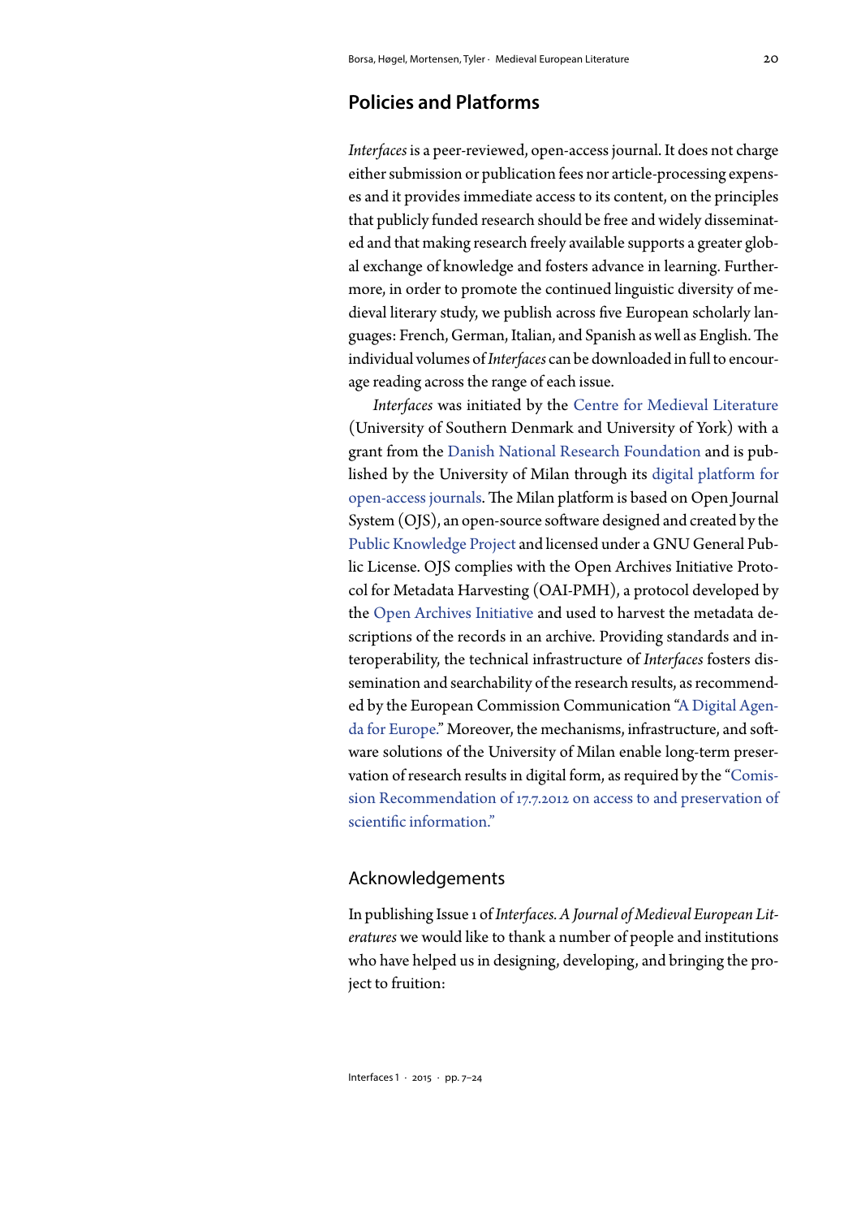## Policies and Platforms

*Interfaces* is a peer-reviewed, open-access journal. It does not charge either submission or publication fees nor article-processing expenses and it provides immediate access to its content, on the principles that publicly funded research should be free and widely disseminated and that making research freely available supports a greater global exchange of knowledge and fosters advance in learning. Furthermore, in order to promote the continued linguistic diversity of medieval literary study, we publish across five European scholarly languages: French, German, Italian, and Spanish as well as English. The individual volumes of *Interfaces* can be downloaded in full to encourage reading across the range of each issue.

*Interfaces* was initiated by the Centre for Medieval Literature (University of Southern Denmark and University of York) with a grant from the Danish National Research Foundation and is published by the University of Milan through its digital platform for open-access journals. The Milan platform is based on Open Journal System (OJS), an open-source software designed and created by the Public Knowledge Project and licensed under a GNU General Public License. OJS complies with the Open Archives Initiative Protocol for Metadata Harvesting (OAI-PMH), a protocol developed by the Open Archives Initiative and used to harvest the metadata descriptions of the records in an archive. Providing standards and interoperability, the technical infrastructure of *Interfaces* fosters dissemination and searchability of the research results, as recommended by the European Commission Communication "A Digital Agenda for Europe." Moreover, the mechanisms, infrastructure, and software solutions of the University of Milan enable long-term preservation of research results in digital form, as required by the "Comission Recommendation of 17.7.2012 on access to and preservation of scientific information."

### Acknowledgements

In publishing Issue 1 of *Interfaces. A Journal of Medieval European Literatures* we would like to thank a number of people and institutions who have helped us in designing, developing, and bringing the project to fruition: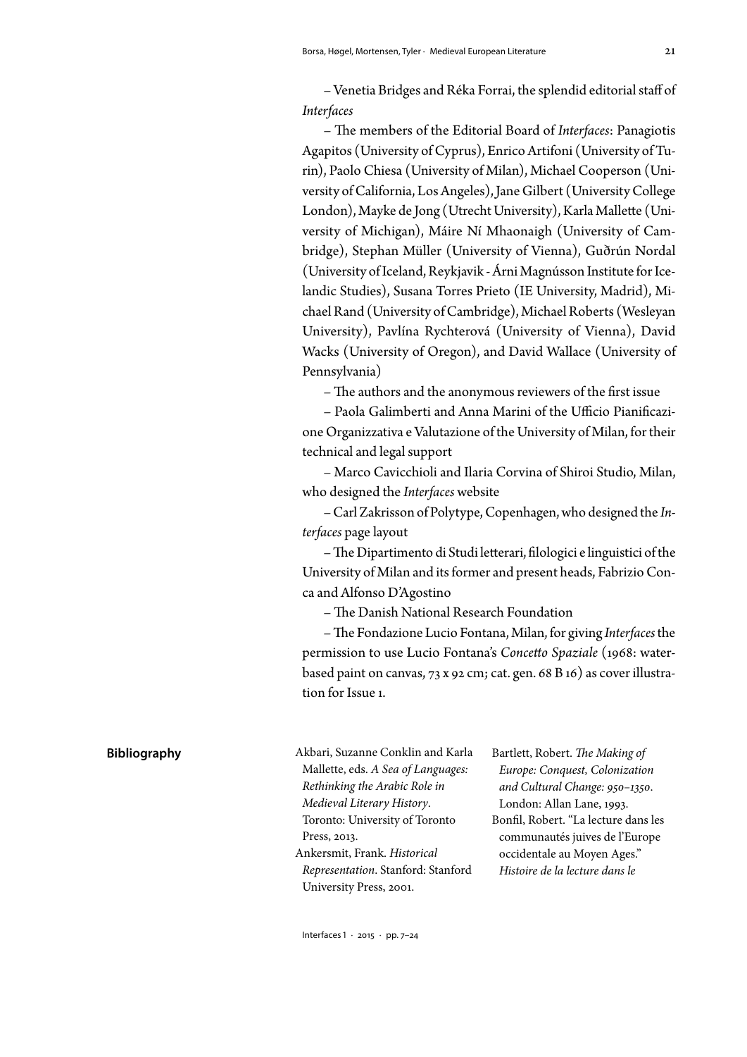– Venetia Bridges and Réka Forrai, the splendid editorial staff of *Interfaces*

– The members of the Editorial Board of *Interfaces*: Panagiotis Agapitos (University of Cyprus), Enrico Artifoni (University of Turin), Paolo Chiesa (University of Milan), Michael Cooperson (University of California, Los Angeles), Jane Gilbert (University College London), Mayke de Jong (Utrecht University), Karla Mallette (University of Michigan), Máire Ní Mhaonaigh (University of Cambridge), Stephan Müller (University of Vienna), Guðrún Nordal (University of Iceland, Reykjavik - Árni Magnússon Institute for Icelandic Studies), Susana Torres Prieto (IE University, Madrid), Michael Rand (University of Cambridge), Michael Roberts (Wesleyan University), Pavlína Rychterová (University of Vienna), David Wacks (University of Oregon), and David Wallace (University of Pennsylvania)

– The authors and the anonymous reviewers of the first issue

– Paola Galimberti and Anna Marini of the Ufficio Pianificazione Organizzativa e Valutazione of the University of Milan, for their technical and legal support

– Marco Cavicchioli and Ilaria Corvina of Shiroi Studio, Milan, who designed the *Interfaces* website

– Carl Zakrisson of Polytype, Copenhagen, who designed the *Interfaces* page layout

– The Dipartimento di Studi letterari, filologici e linguistici of the University of Milan and its former and present heads, Fabrizio Conca and Alfonso D'Agostino

– The Danish National Research Foundation

– The Fondazione Lucio Fontana, Milan, for giving *Interfaces* the permission to use Lucio Fontana's *Concetto Spaziale* (1968: water-based paint on canvas, 73 x 92 cm; cat. gen. 68 B 16) as cover illustration for Issue 1.

## Bibliography

Akbari, Suzanne Conklin and Karla Mallette, eds. *A Sea of Languages: Rethinking the Arabic Role in Medieval Literary History*. Toronto: University of Toronto Press, 2013.

Ankersmit, Frank. *Historical Representation*. Stanford: Stanford University Press, 2001.

Bartlett, Robert. *The Making of Europe: Conquest, Colonization and Cultural Change: 950–1350*. London: Allan Lane, 1993.

Bonfil, Robert. "La lecture dans les communautés juives de l'Europe occidentale au Moyen Ages." *Histoire de la lecture dans le*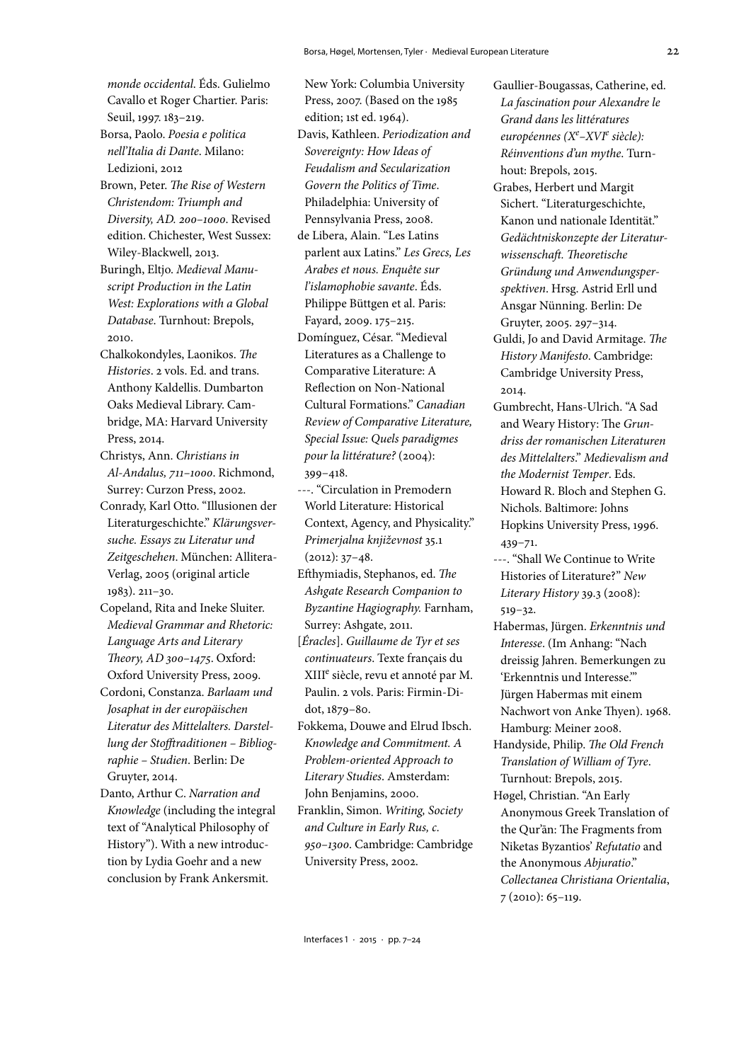*monde occidental*. Éds. Gulielmo Cavallo et Roger Chartier. Paris: Seuil, 1997. 183–219.

Borsa, Paolo. *Poesia e politica nell'Italia di Dante*. Milano: Ledizioni, 2012

Brown, Peter. *The Rise of Western Christendom: Triumph and Diversity, AD. 200–1000*. Revised edition. Chichester, West Sussex: Wiley-Blackwell, 2013.

Buringh, Eltjo. *Medieval Manuscript Production in the Latin West: Explorations with a Global Database*. Turnhout: Brepols, 2010.

Chalkokondyles, Laonikos. *The Histories*. 2 vols. Ed. and trans. Anthony Kaldellis. Dumbarton Oaks Medieval Library. Cambridge, MA: Harvard University Press, 2014.

Christys, Ann. *Christians in Al-Andalus, 711–1000*. Richmond, Surrey: Curzon Press, 2002.

Conrady, Karl Otto. "Illusionen der Literaturgeschichte." *Klärungsversuche. Essays zu Literatur und Zeitgeschehen*. München: Allitera-Verlag, 2005 (original article 1983). 211–30.

Copeland, Rita and Ineke Sluiter. *Medieval Grammar and Rhetoric: Language Arts and Literary Theory, AD 300–1475*. Oxford: Oxford University Press, 2009.

Cordoni, Constanza. *Barlaam und Josaphat in der europäischen Literatur des Mittelalters. Darstellung der Stofftraditionen – Bibliographie – Studien*. Berlin: De Gruyter, 2014.

Danto, Arthur C. *Narration and Knowledge* (including the integral text of "Analytical Philosophy of History"). With a new introduction by Lydia Goehr and a new conclusion by Frank Ankersmit. New York: Columbia University Press, 2007. (Based on the 1985 edition; 1st ed. 1964).

Davis, Kathleen. *Periodization and Sovereignty: How Ideas of Feudalism and Secularization Govern the Politics of Time*. Philadelphia: University of Pennsylvania Press, 2008.

de Libera, Alain. "Les Latins parlent aux Latins." *Les Grecs, Les Arabes et nous. Enquête sur l'islamophobie savante*. Éds. Philippe Büttgen et al. Paris: Fayard, 2009. 175–215.

Domínguez, César. "Medieval Literatures as a Challenge to Comparative Literature: A Reflection on Non-National Cultural Formations." *Canadian Review of Comparative Literature, Special Issue: Quels paradigmes pour la littérature?* (2004): 399–418.

---. "Circulation in Premodern World Literature: Historical Context, Agency, and Physicality." *Primerjalna književnost* 35.1 (2012): 37–48.

Efthymiadis, Stephanos, ed. *The Ashgate Research Companion to Byzantine Hagiography.* Farnham, Surrey: Ashgate, 2011.

[*Éracles*]. *Guillaume de Tyr et ses continuateurs*. Texte français du XIII^e^ siècle, revu et annoté par M. Paulin. 2 vols. Paris: Firmin-Didot, 1879–80.

Fokkema, Douwe and Elrud Ibsch. *Knowledge and Commitment. A Problem-oriented Approach to Literary Studies*. Amsterdam: John Benjamins, 2000.

Franklin, Simon. *Writing, Society and Culture in Early Rus, c. 950–1300*. Cambridge: Cambridge University Press, 2002.

Gaullier-Bougassas, Catherine, ed. *La fascination pour Alexandre le Grand dans les littératures européennes (X^e^–XVI^e^ siècle): Réinventions d'un mythe*. Turnhout: Brepols, 2015.

Grabes, Herbert und Margit Sichert. "Literaturgeschichte, Kanon und nationale Identität." *Gedächtniskonzepte der Literaturwissenschaft. Theoretische Gründung und Anwendungsperspektiven*. Hrsg. Astrid Erll und Ansgar Nünning. Berlin: De Gruyter, 2005. 297–314.

Guldi, Jo and David Armitage. *The History Manifesto*. Cambridge: Cambridge University Press, 2014.

Gumbrecht, Hans-Ulrich. "A Sad and Weary History: The *Grundriss der romanischen Literaturen des Mittelalters*." *Medievalism and the Modernist Temper*. Eds. Howard R. Bloch and Stephen G. Nichols. Baltimore: Johns Hopkins University Press, 1996. 439–71.

---. "Shall We Continue to Write Histories of Literature?" *New Literary History* 39.3 (2008): 519–32.

Habermas, Jürgen. *Erkenntnis und Interesse*. (Im Anhang: "Nach dreissig Jahren. Bemerkungen zu 'Erkenntnis und Interesse.'" Jürgen Habermas mit einem Nachwort von Anke Thyen). 1968. Hamburg: Meiner 2008.

Handyside, Philip. *The Old French Translation of William of Tyre*. Turnhout: Brepols, 2015.

Høgel, Christian. "An Early Anonymous Greek Translation of the Qur'ān: The Fragments from Niketas Byzantios' *Refutatio* and the Anonymous *Abjuratio*." *Collectanea Christiana Orientalia*, 7 (2010): 65–119.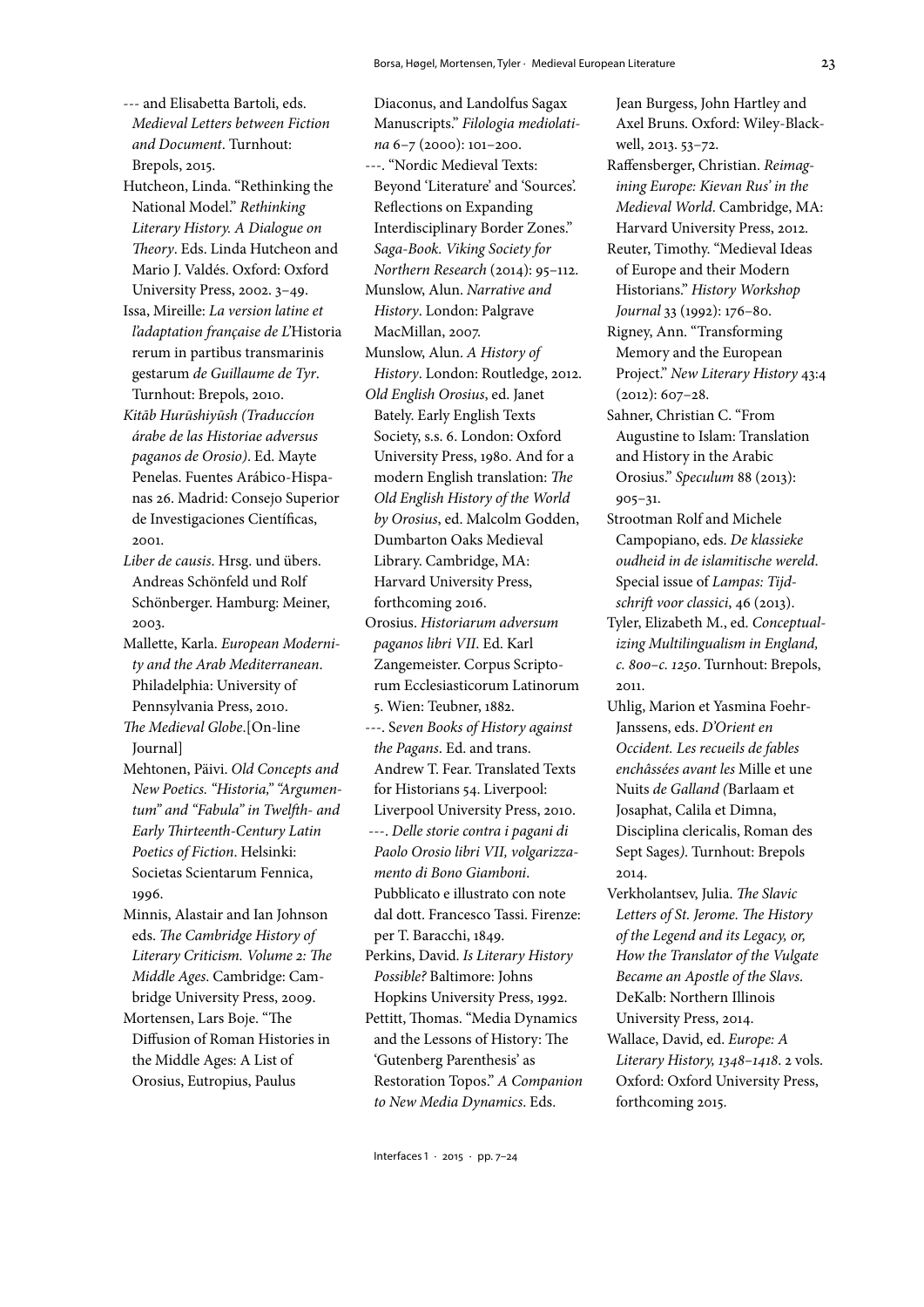--- and Elisabetta Bartoli, eds. *Medieval Letters between Fiction and Document*. Turnhout: Brepols, 2015.

Hutcheon, Linda. "Rethinking the National Model." *Rethinking Literary History. A Dialogue on Theory*. Eds. Linda Hutcheon and Mario J. Valdés. Oxford: Oxford University Press, 2002. 3–49.

Issa, Mireille: *La version latine et l'adaptation française de L'*Historia rerum in partibus transmarinis gestarum *de Guillaume de Tyr*. Turnhout: Brepols, 2010.

*Kitāb Hurūshiyūsh (Traduccíon árabe de las Historiae adversus paganos de Orosio)*. Ed. Mayte Penelas. Fuentes Arábico-Hispanas 26. Madrid: Consejo Superior de Investigaciones Científicas, 2001.

*Liber de causis*. Hrsg. und übers. Andreas Schönfeld und Rolf Schönberger. Hamburg: Meiner, 2003.

Mallette, Karla. *European Modernity and the Arab Mediterranean*. Philadelphia: University of Pennsylvania Press, 2010.

*The Medieval Globe*.[On-line Journal]

Mehtonen, Päivi. *Old Concepts and New Poetics. "Historia," "Argumentum" and "Fabula" in Twelfth- and Early Thirteenth-Century Latin Poetics of Fiction*. Helsinki: Societas Scientarum Fennica, 1996.

Minnis, Alastair and Ian Johnson eds. *The Cambridge History of Literary Criticism. Volume 2: The Middle Ages*. Cambridge: Cambridge University Press, 2009.

Mortensen, Lars Boje. "The Diffusion of Roman Histories in the Middle Ages: A List of Orosius, Eutropius, Paulus Diaconus, and Landolfus Sagax Manuscripts." *Filologia mediolatina* 6–7 (2000): 101–200.

---. "Nordic Medieval Texts: Beyond 'Literature' and 'Sources'. Reflections on Expanding Interdisciplinary Border Zones." *Saga-Book. Viking Society for Northern Research* (2014): 95–112.

Munslow, Alun. *Narrative and History*. London: Palgrave MacMillan, 2007.

Munslow, Alun. *A History of History*. London: Routledge, 2012.

*Old English Orosius*, ed. Janet Bately. Early English Texts Society, s.s. 6. London: Oxford University Press, 1980. And for a modern English translation: *The Old English History of the World by Orosius*, ed. Malcolm Godden, Dumbarton Oaks Medieval Library. Cambridge, MA: Harvard University Press, forthcoming 2016.

Orosius. *Historiarum adversum paganos libri VII*. Ed. Karl Zangemeister. Corpus Scriptorum Ecclesiasticorum Latinorum 5. Wien: Teubner, 1882.

---. *Seven Books of History against the Pagans*. Ed. and trans. Andrew T. Fear. Translated Texts for Historians 54. Liverpool: Liverpool University Press, 2010.

---. *Delle storie contra i pagani di Paolo Orosio libri VII, volgarizzamento di Bono Giamboni*. Pubblicato e illustrato con note dal dott. Francesco Tassi. Firenze: per T. Baracchi, 1849.

Perkins, David. *Is Literary History Possible?* Baltimore: Johns Hopkins University Press, 1992.

Pettitt, Thomas. "Media Dynamics and the Lessons of History: The 'Gutenberg Parenthesis' as Restoration Topos." *A Companion to New Media Dynamics*. Eds. Jean Burgess, John Hartley and Axel Bruns. Oxford: Wiley-Blackwell, 2013. 53–72.

Raffensberger, Christian. *Reimagining Europe: Kievan Rus' in the Medieval World*. Cambridge, MA: Harvard University Press, 2012.

Reuter, Timothy. "Medieval Ideas of Europe and their Modern Historians." *History Workshop Journal* 33 (1992): 176–80.

Rigney, Ann. "Transforming Memory and the European Project." *New Literary History* 43:4 (2012): 607–28.

Sahner, Christian C. "From Augustine to Islam: Translation and History in the Arabic Orosius." *Speculum* 88 (2013): 905–31.

Strootman Rolf and Michele Campopiano, eds. *De klassieke oudheid in de islamitische wereld*. Special issue of *Lampas: Tijdschrift voor classici*, 46 (2013).

Tyler, Elizabeth M., ed. *Conceptualizing Multilingualism in England, c. 800–c. 1250*. Turnhout: Brepols, 2011.

Uhlig, Marion et Yasmina Foehr-Janssens, eds. *D'Orient en Occident. Les recueils de fables enchâssées avant les* Mille et une Nuits *de Galland (*Barlaam et Josaphat, Calila et Dimna, Disciplina clericalis, Roman des Sept Sages*)*. Turnhout: Brepols 2014.

Verkholantsev, Julia. *The Slavic Letters of St. Jerome. The History of the Legend and its Legacy, or, How the Translator of the Vulgate Became an Apostle of the Slavs*. DeKalb: Northern Illinois University Press, 2014.

Wallace, David, ed. *Europe: A Literary History, 1348–1418*. 2 vols. Oxford: Oxford University Press, forthcoming 2015.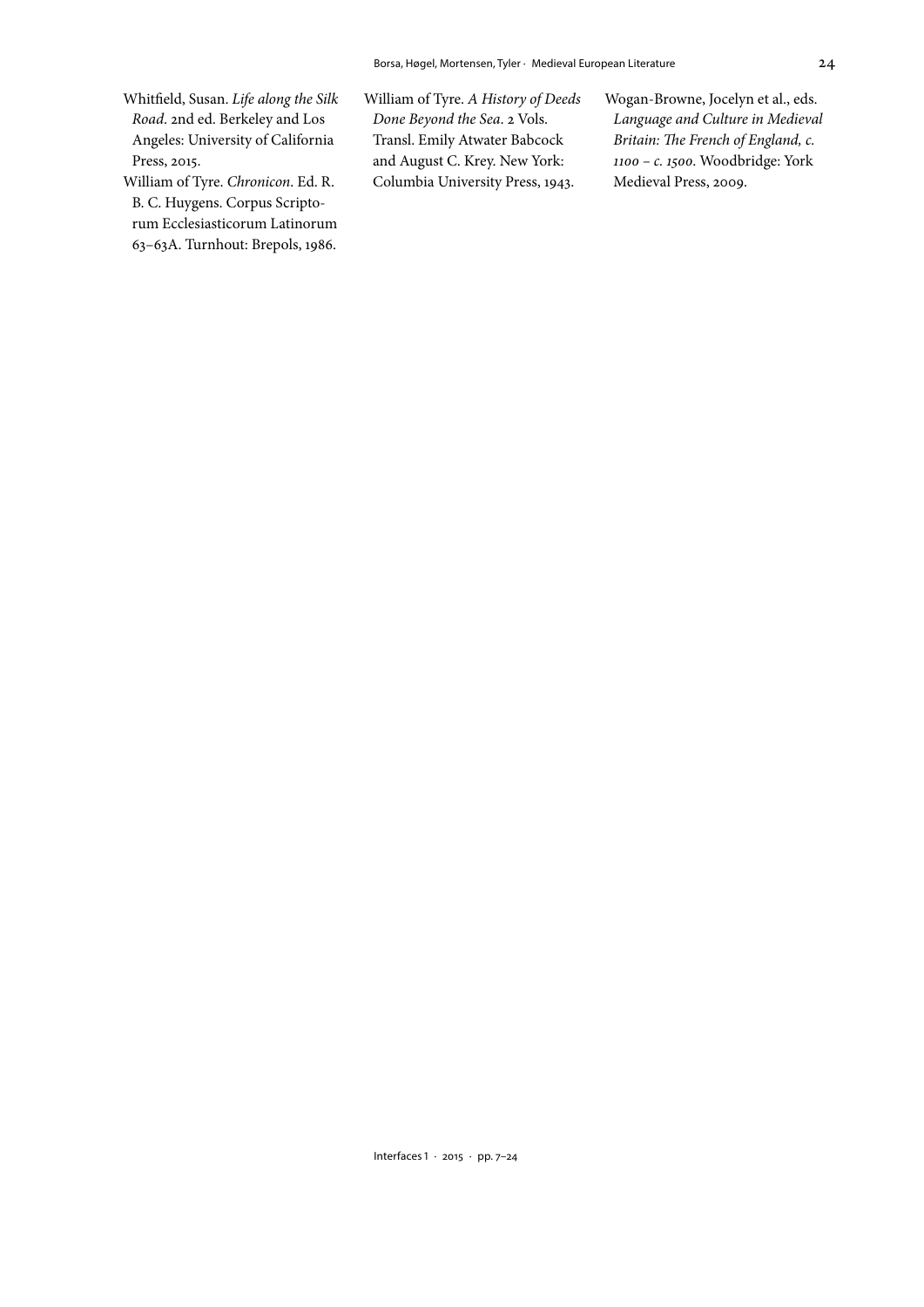Whitfield, Susan. *Life along the Silk Road*. 2nd ed. Berkeley and Los Angeles: University of California Press, 2015.

William of Tyre. *Chronicon*. Ed. R. B. C. Huygens. Corpus Scriptorum Ecclesiasticorum Latinorum 63–63A. Turnhout: Brepols, 1986.

William of Tyre. *A History of Deeds Done Beyond the Sea*. 2 Vols. Transl. Emily Atwater Babcock and August C. Krey. New York: Columbia University Press, 1943.

Wogan-Browne, Jocelyn et al., eds. *Language and Culture in Medieval Britain: The French of England, c. 1100 – c. 1500*. Woodbridge: York Medieval Press, 2009.